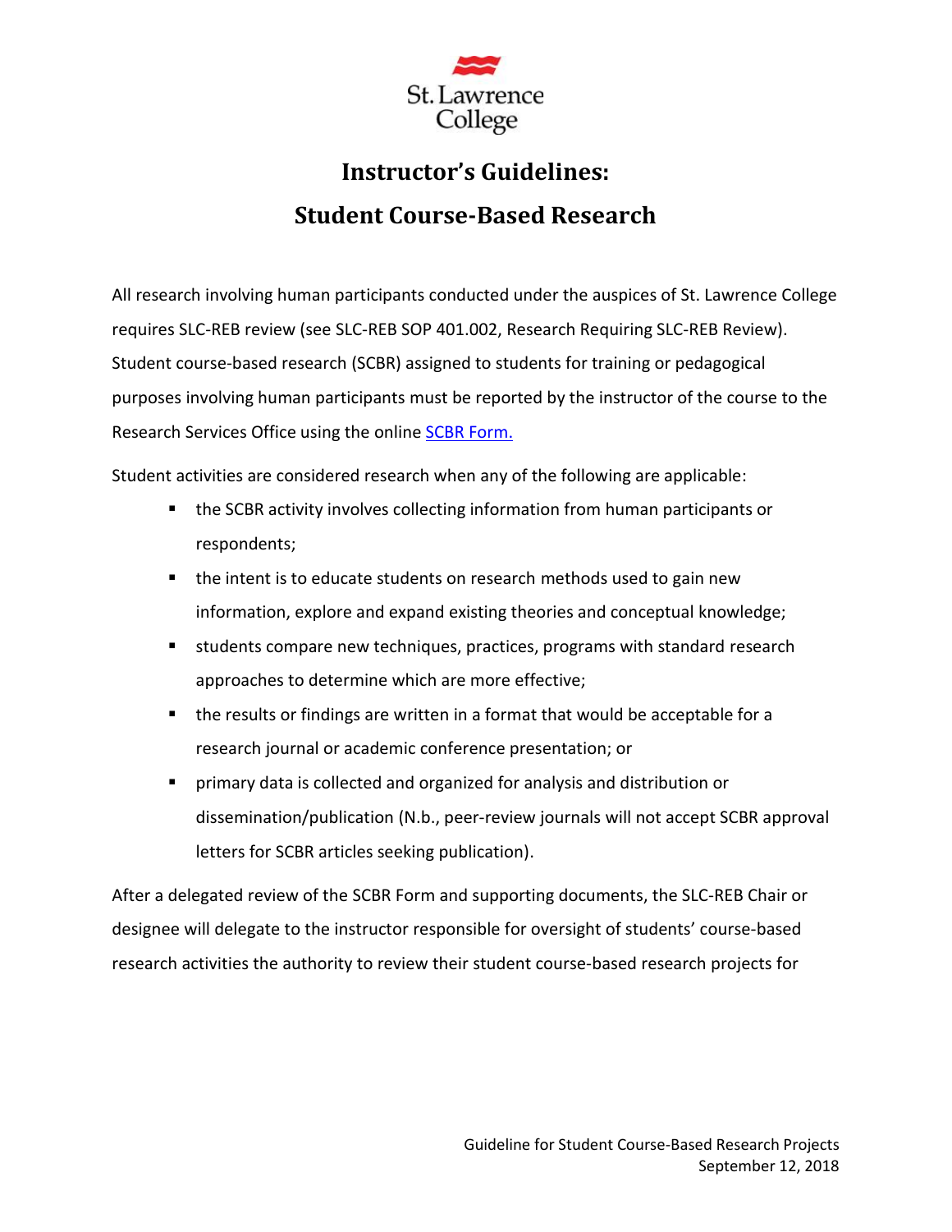# Instructor's Guidelines:

# Student Course-Based Research

All research involving human participants conducted under the auspices of St. Lawrence College requires SLC-REB review (see SLC-REB SOP 401.002, Research Requiring SLC-REB Review). Student course-based research (SCBR) assigned to students for training or pedagogical purposes involving human participants must be reported by the instructor of the course to the Research Services Office using the online SCBR Form.

Student activities are considered research when any of the following are applicable:

- the SCBR activity involves collecting information from human participants or respondents;
- the intent is to educate students on research methods used to gain new information, explore and expand existing theories and conceptual knowledge;
- students compare new techniques, practices, programs with standard research approaches to determine which are more effective;
- the results or findings are written in a format that would be acceptable for a research journal or academic conference presentation; or
- primary data is collected and organized for analysis and distribution or dissemination/publication (N.b., peer-review journals will not accept SCBR approval letters for SCBR articles seeking publication).

After a delegated review of the SCBR Form and supporting documents, the SLC-REB Chair or designee will delegate to the instructor responsible for oversight of students' course-based research activities the authority to review their student course-based research projects for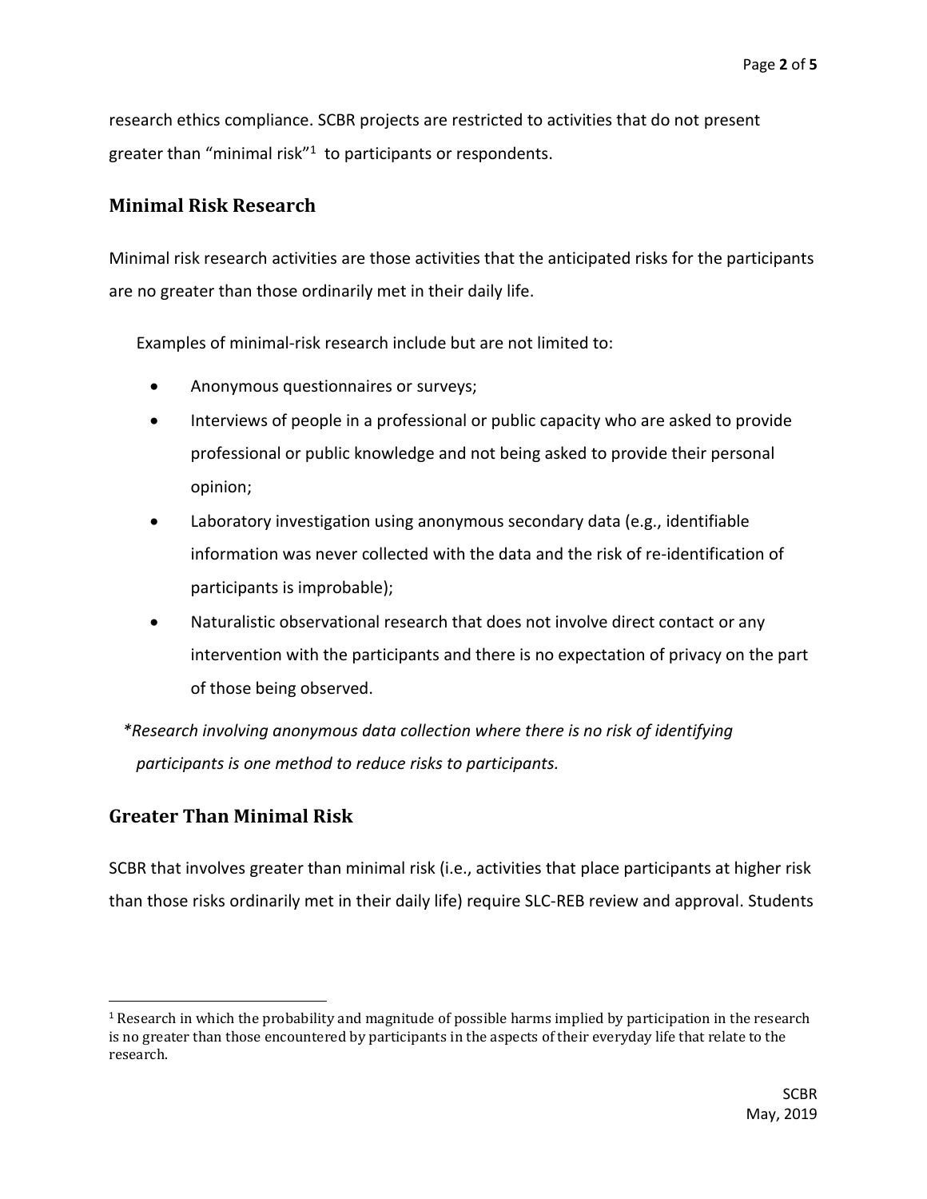research ethics compliance. SCBR projects are restricted to activities that do not present greater than "minimal risk"[1] to participants or respondents.

## Minimal Risk Research

Minimal risk research activities are those activities that the anticipated risks for the participants are no greater than those ordinarily met in their daily life.

Examples of minimal-risk research include but are not limited to:

- Anonymous questionnaires or surveys;
- Interviews of people in a professional or public capacity who are asked to provide professional or public knowledge and not being asked to provide their personal opinion;
- Laboratory investigation using anonymous secondary data (e.g., identifiable information was never collected with the data and the risk of re-identification of participants is improbable);
- Naturalistic observational research that does not involve direct contact or any intervention with the participants and there is no expectation of privacy on the part of those being observed.

*\*Research involving anonymous data collection where there is no risk of identifying participants is one method to reduce risks to participants.*

## Greater Than Minimal Risk

SCBR that involves greater than minimal risk (i.e., activities that place participants at higher risk than those risks ordinarily met in their daily life) require SLC-REB review and approval. Students

[1] Research in which the probability and magnitude of possible harms implied by participation in the research is no greater than those encountered by participants in the aspects of their everyday life that relate to the research.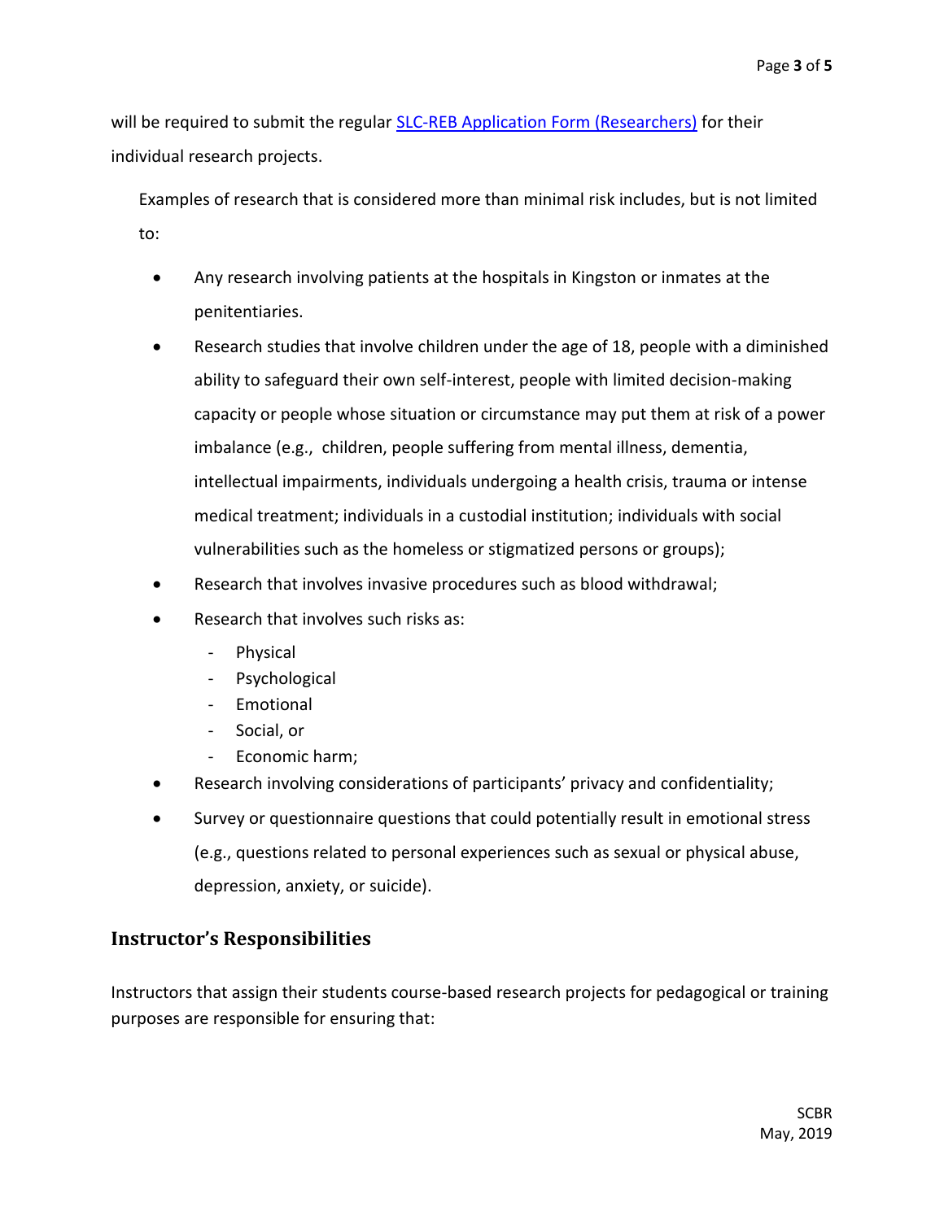will be required to submit the regular [SLC-REB Application Form (Researchers)] for their individual research projects.

Examples of research that is considered more than minimal risk includes, but is not limited to:

- Any research involving patients at the hospitals in Kingston or inmates at the penitentiaries.
- Research studies that involve children under the age of 18, people with a diminished ability to safeguard their own self-interest, people with limited decision-making capacity or people whose situation or circumstance may put them at risk of a power imbalance (e.g., children, people suffering from mental illness, dementia, intellectual impairments, individuals undergoing a health crisis, trauma or intense medical treatment; individuals in a custodial institution; individuals with social vulnerabilities such as the homeless or stigmatized persons or groups);
- Research that involves invasive procedures such as blood withdrawal;
- Research that involves such risks as:
  - Physical
  - Psychological
  - Emotional
  - Social, or
  - Economic harm;
- Research involving considerations of participants' privacy and confidentiality;
- Survey or questionnaire questions that could potentially result in emotional stress (e.g., questions related to personal experiences such as sexual or physical abuse, depression, anxiety, or suicide).

## Instructor's Responsibilities

Instructors that assign their students course-based research projects for pedagogical or training purposes are responsible for ensuring that: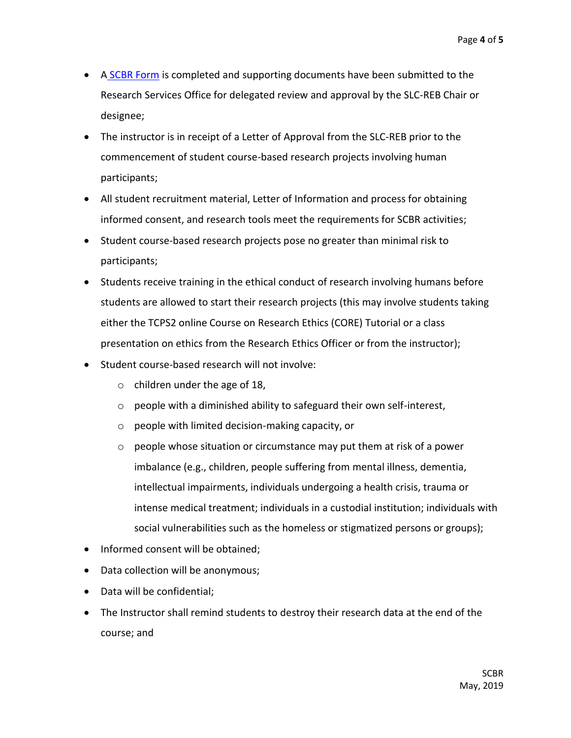- A [SCBR Form]() is completed and supporting documents have been submitted to the Research Services Office for delegated review and approval by the SLC-REB Chair or designee;
- The instructor is in receipt of a Letter of Approval from the SLC-REB prior to the commencement of student course-based research projects involving human participants;
- All student recruitment material, Letter of Information and process for obtaining informed consent, and research tools meet the requirements for SCBR activities;
- Student course-based research projects pose no greater than minimal risk to participants;
- Students receive training in the ethical conduct of research involving humans before students are allowed to start their research projects (this may involve students taking either the TCPS2 online Course on Research Ethics (CORE) Tutorial or a class presentation on ethics from the Research Ethics Officer or from the instructor);
- Student course-based research will not involve:
  - children under the age of 18,
  - people with a diminished ability to safeguard their own self-interest,
  - people with limited decision-making capacity, or
  - people whose situation or circumstance may put them at risk of a power imbalance (e.g., children, people suffering from mental illness, dementia, intellectual impairments, individuals undergoing a health crisis, trauma or intense medical treatment; individuals in a custodial institution; individuals with social vulnerabilities such as the homeless or stigmatized persons or groups);
- Informed consent will be obtained;
- Data collection will be anonymous;
- Data will be confidential;
- The Instructor shall remind students to destroy their research data at the end of the course; and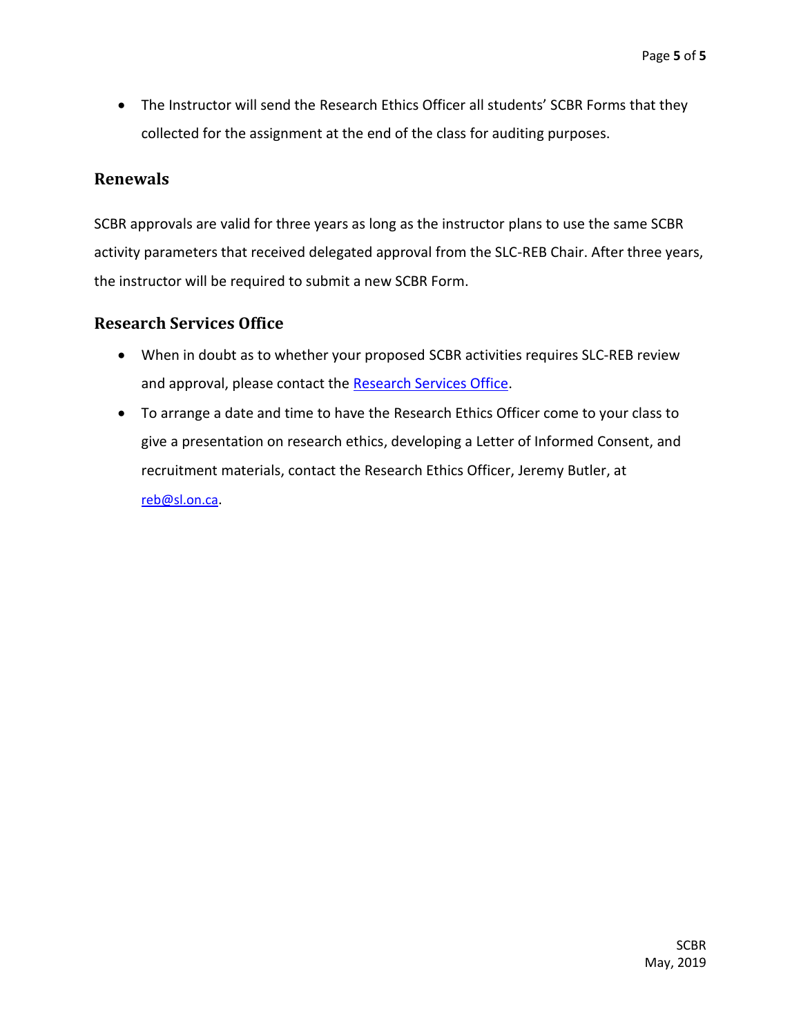- The Instructor will send the Research Ethics Officer all students' SCBR Forms that they collected for the assignment at the end of the class for auditing purposes.

## Renewals

SCBR approvals are valid for three years as long as the instructor plans to use the same SCBR activity parameters that received delegated approval from the SLC-REB Chair. After three years, the instructor will be required to submit a new SCBR Form.

## Research Services Office

- When in doubt as to whether your proposed SCBR activities requires SLC-REB review and approval, please contact the Research Services Office.
- To arrange a date and time to have the Research Ethics Officer come to your class to give a presentation on research ethics, developing a Letter of Informed Consent, and recruitment materials, contact the Research Ethics Officer, Jeremy Butler, at reb@sl.on.ca.

SCBR
May, 2019